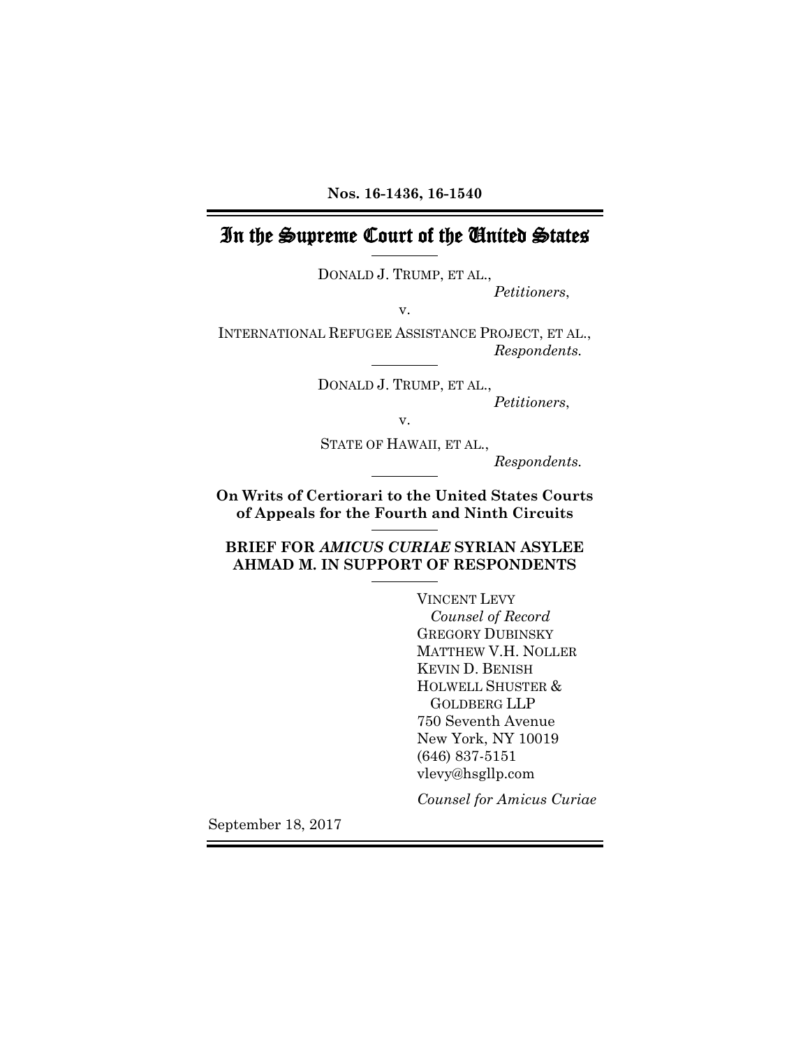**Nos. 16-1436, 16-1540**

# In the Supreme Court of the United States

DONALD J. TRUMP, ET AL.,

*Petitioners*,

v.

INTERNATIONAL REFUGEE ASSISTANCE PROJECT, ET AL.,

*Respondents.*

DONALD J. TRUMP, ET AL.,

*Petitioners*,

v.

STATE OF HAWAII, ET AL.,

*Respondents.*

**On Writs of Certiorari to the United States Courts of Appeals for the Fourth and Ninth Circuits**

**BRIEF FOR *AMICUS CURIAE* SYRIAN ASYLEE AHMAD M. IN SUPPORT OF RESPONDENTS**

VINCENT LEVY
*Counsel of Record*
GREGORY DUBINSKY
MATTHEW V.H. NOLLER
KEVIN D. BENISH
HOLWELL SHUSTER & GOLDBERG LLP
750 Seventh Avenue
New York, NY 10019
(646) 837-5151
vlevy@hsgllp.com

*Counsel for Amicus Curiae*

September 18, 2017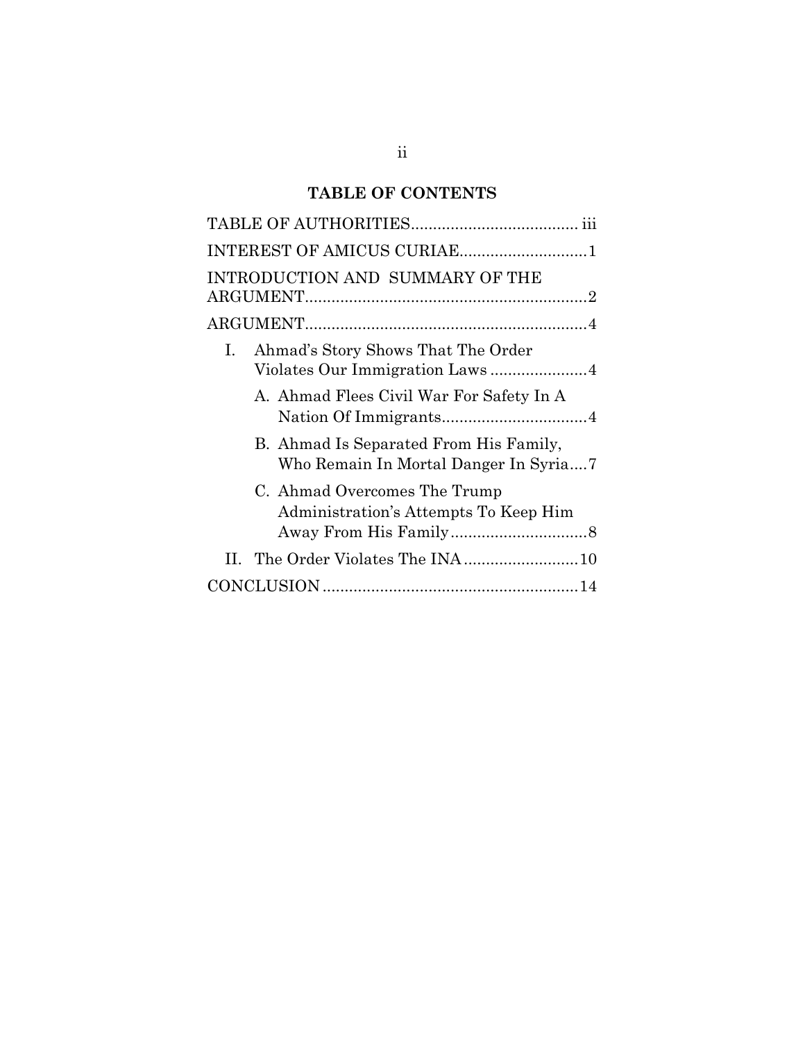## TABLE OF CONTENTS

TABLE OF AUTHORITIES..................................... iii

INTEREST OF AMICUS CURIAE............................1

INTRODUCTION AND SUMMARY OF THE ARGUMENT...............................................................2

ARGUMENT...............................................................4

I. Ahmad's Story Shows That The Order Violates Our Immigration Laws .....................4

   A. Ahmad Flees Civil War For Safety In A Nation Of Immigrants................................4

   B. Ahmad Is Separated From His Family, Who Remain In Mortal Danger In Syria....7

   C. Ahmad Overcomes The Trump Administration's Attempts To Keep Him Away From His Family...............................8

II. The Order Violates The INA..........................10

CONCLUSION .........................................................14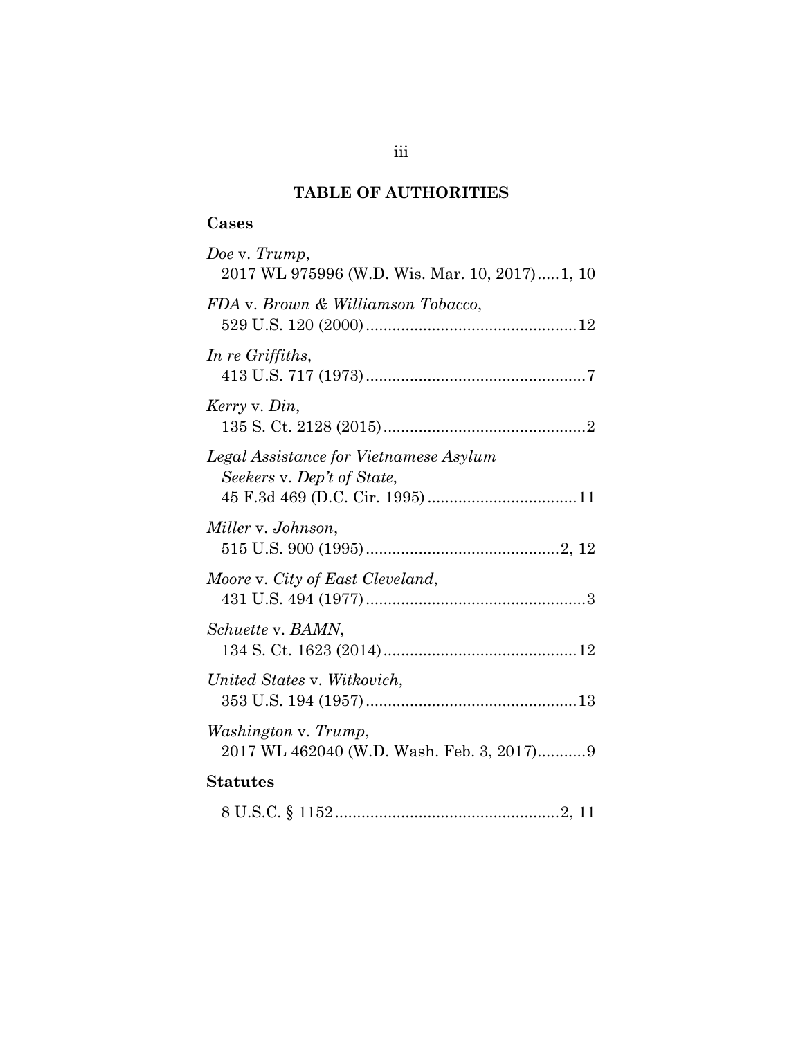## TABLE OF AUTHORITIES

### Cases

*Doe* v. *Trump*,
2017 WL 975996 (W.D. Wis. Mar. 10, 2017).....1, 10

*FDA* v. *Brown & Williamson Tobacco*,
529 U.S. 120 (2000)................................................12

*In re Griffiths*,
413 U.S. 717 (1973)..................................................7

*Kerry* v. *Din*,
135 S. Ct. 2128 (2015)..............................................2

*Legal Assistance for Vietnamese Asylum Seekers* v. *Dep't of State*,
45 F.3d 469 (D.C. Cir. 1995).................................11

*Miller* v. *Johnson*,
515 U.S. 900 (1995)............................................2, 12

*Moore* v. *City of East Cleveland*,
431 U.S. 494 (1977)..................................................3

*Schuette* v. *BAMN*,
134 S. Ct. 1623 (2014)............................................12

*United States* v. *Witkovich*,
353 U.S. 194 (1957)................................................13

*Washington* v. *Trump*,
2017 WL 462040 (W.D. Wash. Feb. 3, 2017)...........9

### Statutes

8 U.S.C. § 1152...................................................2, 11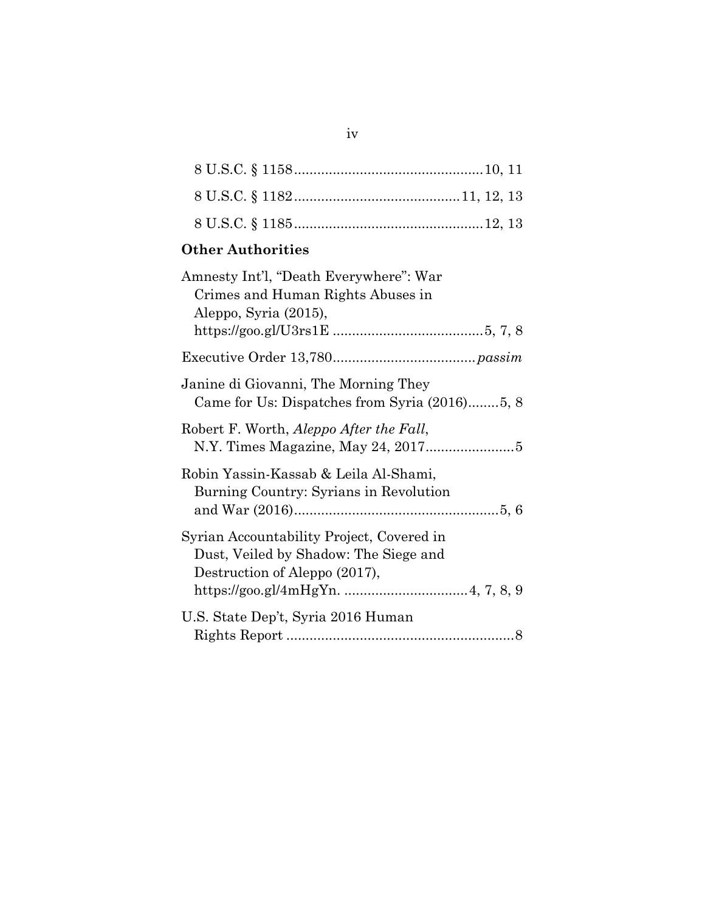8 U.S.C. § 1158................................................10, 11

8 U.S.C. § 1182..........................................11, 12, 13

8 U.S.C. § 1185................................................12, 13

**Other Authorities**

Amnesty Int'l, "Death Everywhere": War Crimes and Human Rights Abuses in Aleppo, Syria (2015), https://goo.gl/U3rs1E .......................................5, 7, 8

Executive Order 13,780....................................*passim*

Janine di Giovanni, The Morning They Came for Us: Dispatches from Syria (2016)........5, 8

Robert F. Worth, *Aleppo After the Fall*, N.Y. Times Magazine, May 24, 2017.......................5

Robin Yassin-Kassab & Leila Al-Shami, Burning Country: Syrians in Revolution and War (2016).....................................................5, 6

Syrian Accountability Project, Covered in Dust, Veiled by Shadow: The Siege and Destruction of Aleppo (2017), https://goo.gl/4mHgYn. ................................4, 7, 8, 9

U.S. State Dep't, Syria 2016 Human Rights Report ...........................................................8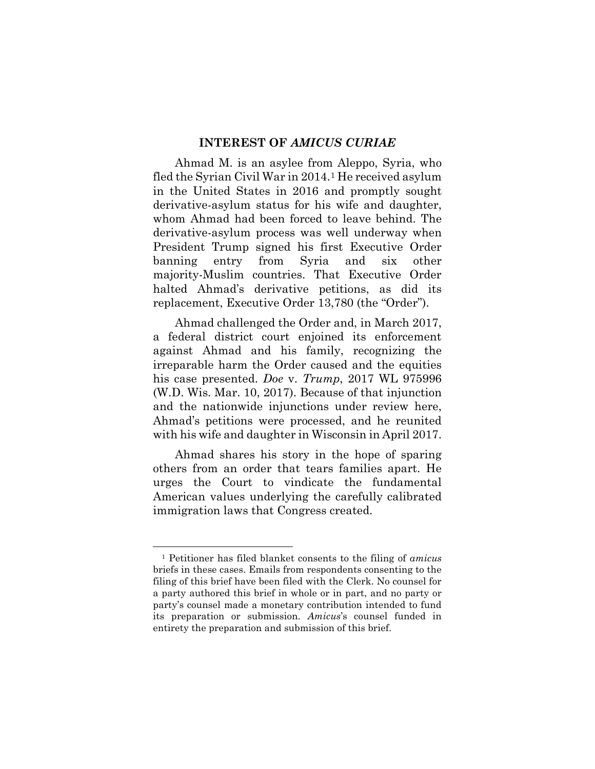## INTEREST OF *AMICUS CURIAE*

Ahmad M. is an asylee from Aleppo, Syria, who fled the Syrian Civil War in 2014.[1] He received asylum in the United States in 2016 and promptly sought derivative-asylum status for his wife and daughter, whom Ahmad had been forced to leave behind. The derivative-asylum process was well underway when President Trump signed his first Executive Order banning entry from Syria and six other majority-Muslim countries. That Executive Order halted Ahmad's derivative petitions, as did its replacement, Executive Order 13,780 (the "Order").

Ahmad challenged the Order and, in March 2017, a federal district court enjoined its enforcement against Ahmad and his family, recognizing the irreparable harm the Order caused and the equities his case presented. *Doe* v. *Trump*, 2017 WL 975996 (W.D. Wis. Mar. 10, 2017). Because of that injunction and the nationwide injunctions under review here, Ahmad's petitions were processed, and he reunited with his wife and daughter in Wisconsin in April 2017.

Ahmad shares his story in the hope of sparing others from an order that tears families apart. He urges the Court to vindicate the fundamental American values underlying the carefully calibrated immigration laws that Congress created.

---

[1] Petitioner has filed blanket consents to the filing of *amicus* briefs in these cases. Emails from respondents consenting to the filing of this brief have been filed with the Clerk. No counsel for a party authored this brief in whole or in part, and no party or party's counsel made a monetary contribution intended to fund its preparation or submission. *Amicus*'s counsel funded in entirety the preparation and submission of this brief.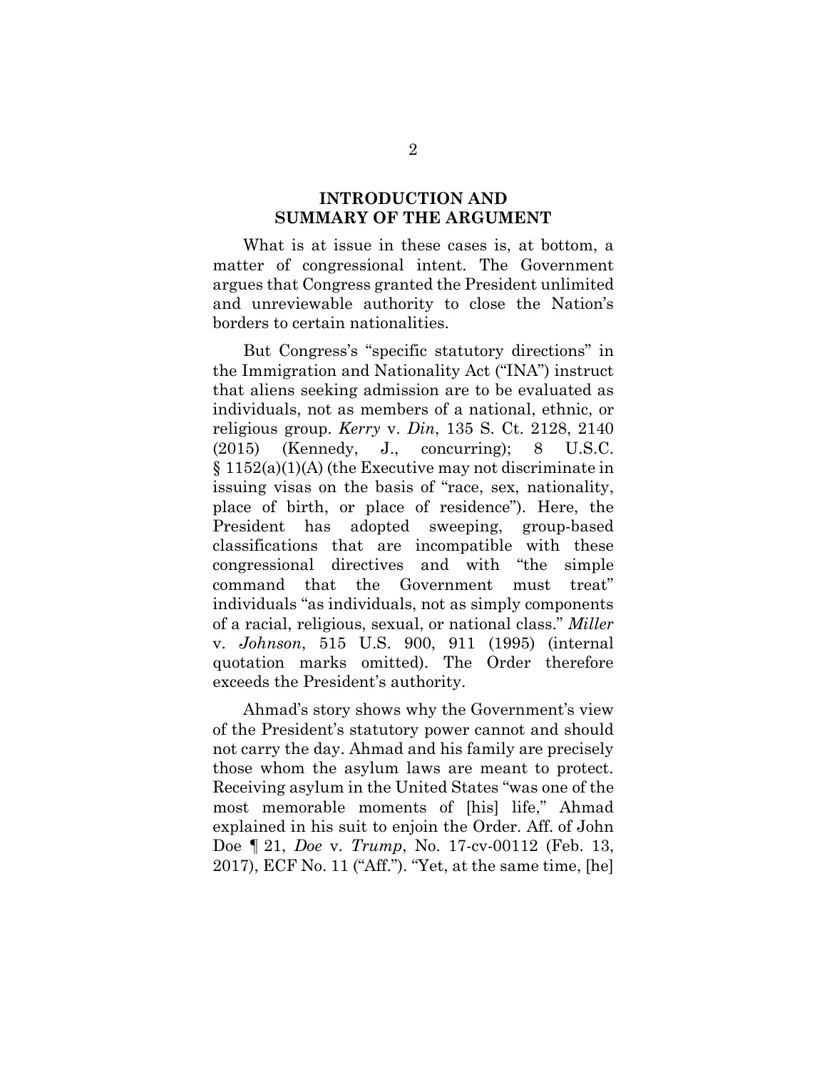## INTRODUCTION AND SUMMARY OF THE ARGUMENT

What is at issue in these cases is, at bottom, a matter of congressional intent. The Government argues that Congress granted the President unlimited and unreviewable authority to close the Nation's borders to certain nationalities.

But Congress's "specific statutory directions" in the Immigration and Nationality Act ("INA") instruct that aliens seeking admission are to be evaluated as individuals, not as members of a national, ethnic, or religious group. *Kerry* v. *Din*, 135 S. Ct. 2128, 2140 (2015) (Kennedy, J., concurring); 8 U.S.C. § 1152(a)(1)(A) (the Executive may not discriminate in issuing visas on the basis of "race, sex, nationality, place of birth, or place of residence"). Here, the President has adopted sweeping, group-based classifications that are incompatible with these congressional directives and with "the simple command that the Government must treat" individuals "as individuals, not as simply components of a racial, religious, sexual, or national class." *Miller* v. *Johnson*, 515 U.S. 900, 911 (1995) (internal quotation marks omitted). The Order therefore exceeds the President's authority.

Ahmad's story shows why the Government's view of the President's statutory power cannot and should not carry the day. Ahmad and his family are precisely those whom the asylum laws are meant to protect. Receiving asylum in the United States "was one of the most memorable moments of [his] life," Ahmad explained in his suit to enjoin the Order. Aff. of John Doe ¶ 21, *Doe* v. *Trump*, No. 17-cv-00112 (Feb. 13, 2017), ECF No. 11 ("Aff."). "Yet, at the same time, [he]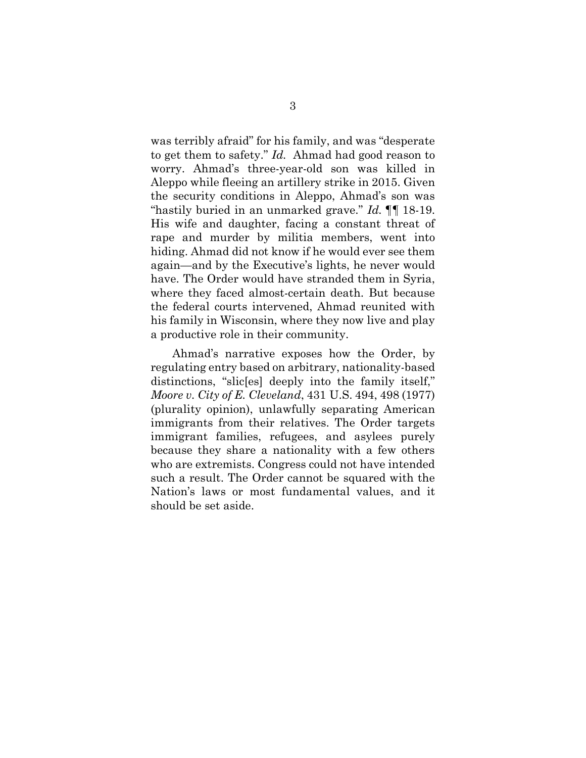was terribly afraid" for his family, and was "desperate to get them to safety." *Id.* Ahmad had good reason to worry. Ahmad's three-year-old son was killed in Aleppo while fleeing an artillery strike in 2015. Given the security conditions in Aleppo, Ahmad's son was "hastily buried in an unmarked grave." *Id.* ¶¶ 18-19. His wife and daughter, facing a constant threat of rape and murder by militia members, went into hiding. Ahmad did not know if he would ever see them again—and by the Executive's lights, he never would have. The Order would have stranded them in Syria, where they faced almost-certain death. But because the federal courts intervened, Ahmad reunited with his family in Wisconsin, where they now live and play a productive role in their community.

Ahmad's narrative exposes how the Order, by regulating entry based on arbitrary, nationality-based distinctions, "slic[es] deeply into the family itself," *Moore v. City of E. Cleveland*, 431 U.S. 494, 498 (1977) (plurality opinion), unlawfully separating American immigrants from their relatives. The Order targets immigrant families, refugees, and asylees purely because they share a nationality with a few others who are extremists. Congress could not have intended such a result. The Order cannot be squared with the Nation's laws or most fundamental values, and it should be set aside.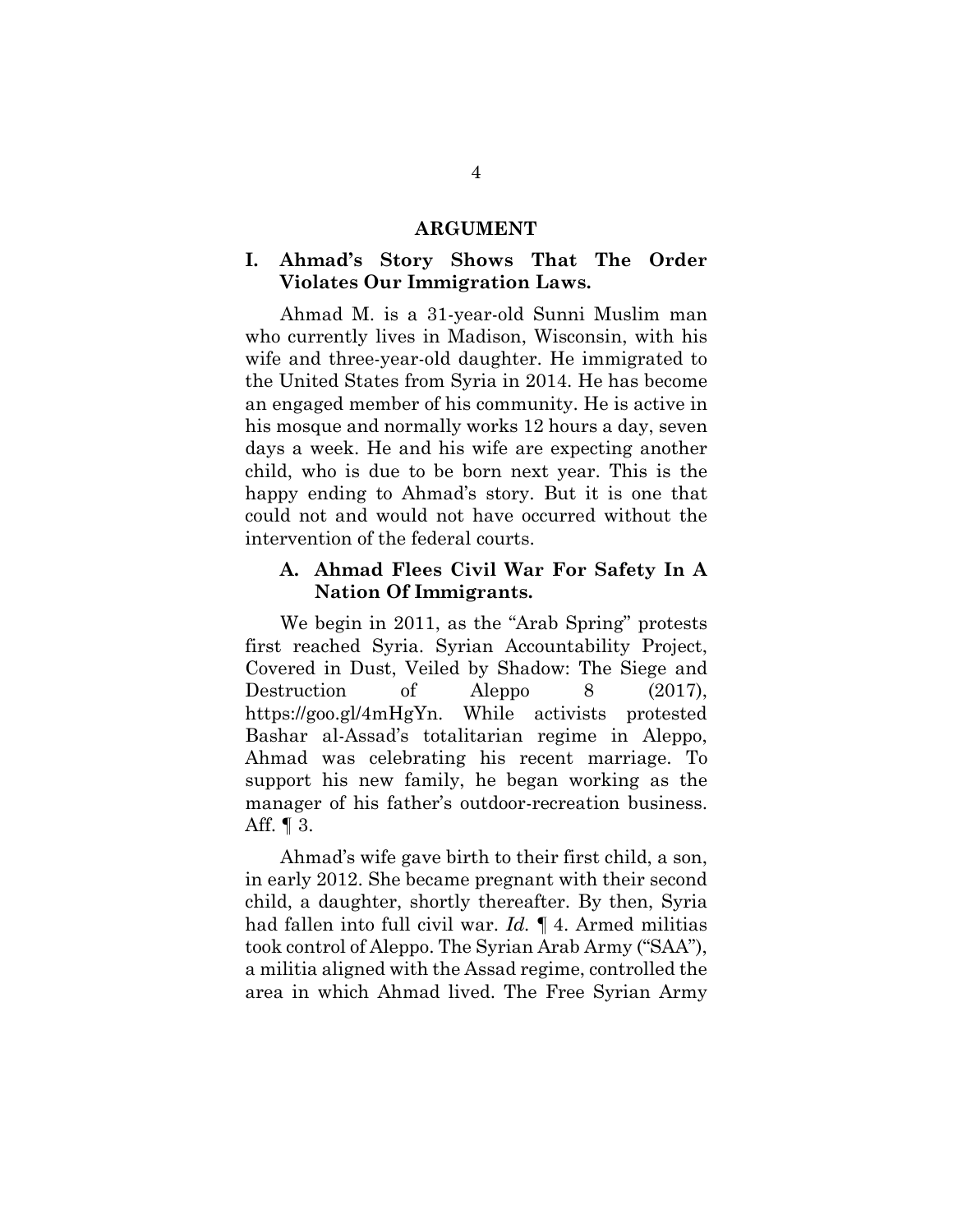## ARGUMENT

### I. Ahmad's Story Shows That The Order Violates Our Immigration Laws.

Ahmad M. is a 31-year-old Sunni Muslim man who currently lives in Madison, Wisconsin, with his wife and three-year-old daughter. He immigrated to the United States from Syria in 2014. He has become an engaged member of his community. He is active in his mosque and normally works 12 hours a day, seven days a week. He and his wife are expecting another child, who is due to be born next year. This is the happy ending to Ahmad's story. But it is one that could not and would not have occurred without the intervention of the federal courts.

#### A. Ahmad Flees Civil War For Safety In A Nation Of Immigrants.

We begin in 2011, as the "Arab Spring" protests first reached Syria. Syrian Accountability Project, Covered in Dust, Veiled by Shadow: The Siege and Destruction of Aleppo 8 (2017), https://goo.gl/4mHgYn. While activists protested Bashar al-Assad's totalitarian regime in Aleppo, Ahmad was celebrating his recent marriage. To support his new family, he began working as the manager of his father's outdoor-recreation business. Aff. ¶ 3.

Ahmad's wife gave birth to their first child, a son, in early 2012. She became pregnant with their second child, a daughter, shortly thereafter. By then, Syria had fallen into full civil war. *Id.* ¶ 4. Armed militias took control of Aleppo. The Syrian Arab Army ("SAA"), a militia aligned with the Assad regime, controlled the area in which Ahmad lived. The Free Syrian Army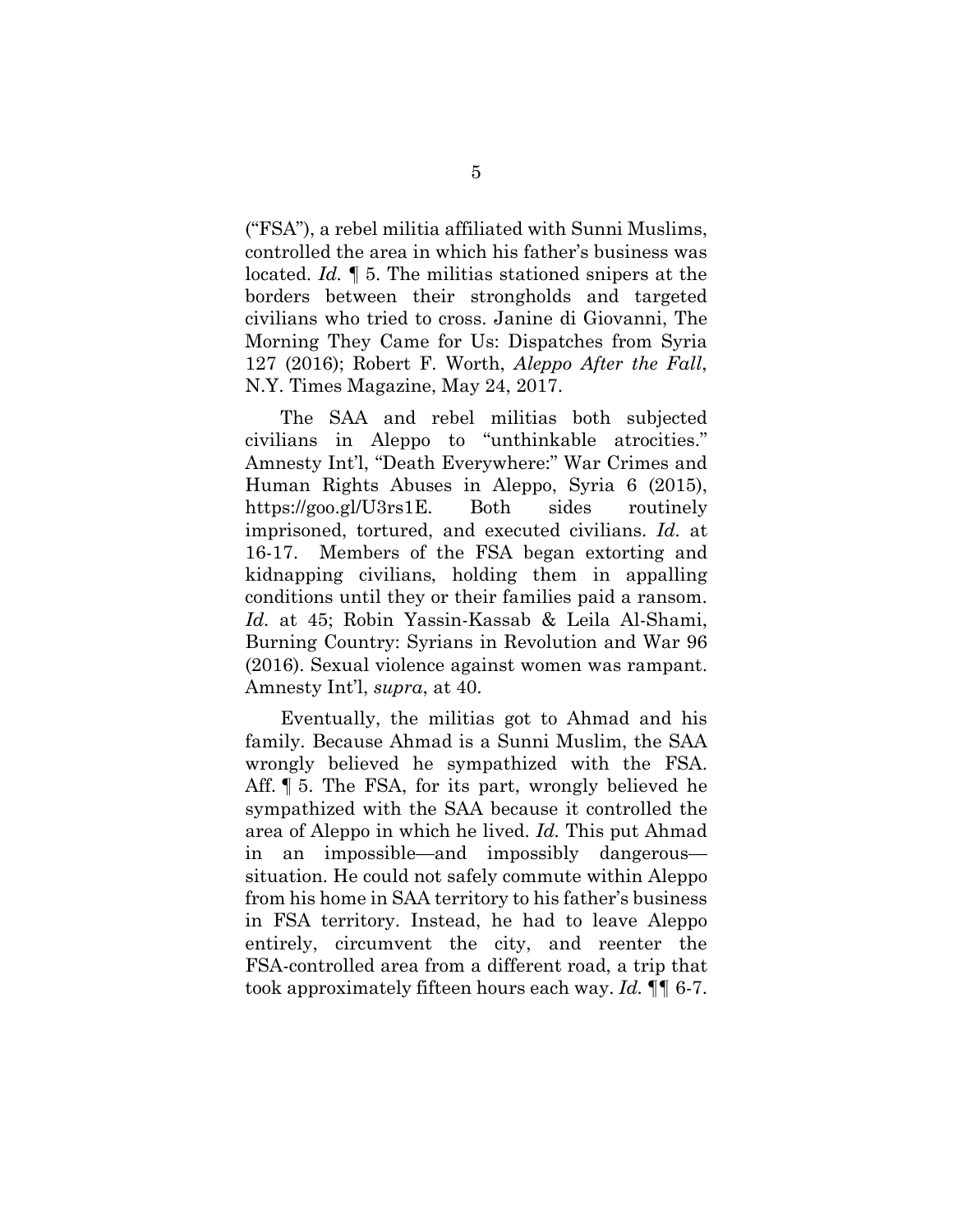("FSA"), a rebel militia affiliated with Sunni Muslims, controlled the area in which his father's business was located. *Id.* ¶ 5. The militias stationed snipers at the borders between their strongholds and targeted civilians who tried to cross. Janine di Giovanni, The Morning They Came for Us: Dispatches from Syria 127 (2016); Robert F. Worth, *Aleppo After the Fall*, N.Y. Times Magazine, May 24, 2017.

The SAA and rebel militias both subjected civilians in Aleppo to "unthinkable atrocities." Amnesty Int'l, "Death Everywhere:" War Crimes and Human Rights Abuses in Aleppo, Syria 6 (2015), https://goo.gl/U3rs1E. Both sides routinely imprisoned, tortured, and executed civilians. *Id.* at 16-17. Members of the FSA began extorting and kidnapping civilians, holding them in appalling conditions until they or their families paid a ransom. *Id.* at 45; Robin Yassin-Kassab & Leila Al-Shami, Burning Country: Syrians in Revolution and War 96 (2016). Sexual violence against women was rampant. Amnesty Int'l, *supra*, at 40.

Eventually, the militias got to Ahmad and his family. Because Ahmad is a Sunni Muslim, the SAA wrongly believed he sympathized with the FSA. Aff. ¶ 5. The FSA, for its part, wrongly believed he sympathized with the SAA because it controlled the area of Aleppo in which he lived. *Id.* This put Ahmad in an impossible—and impossibly dangerous—situation. He could not safely commute within Aleppo from his home in SAA territory to his father's business in FSA territory. Instead, he had to leave Aleppo entirely, circumvent the city, and reenter the FSA-controlled area from a different road, a trip that took approximately fifteen hours each way. *Id.* ¶¶ 6-7.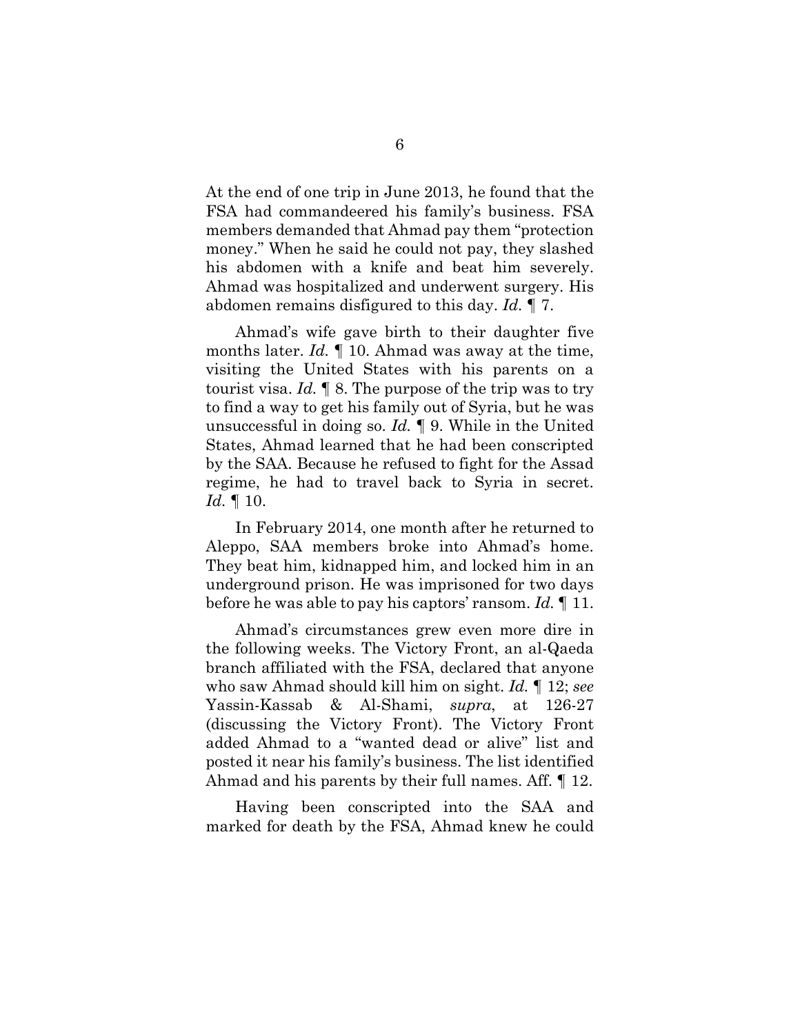At the end of one trip in June 2013, he found that the FSA had commandeered his family's business. FSA members demanded that Ahmad pay them "protection money." When he said he could not pay, they slashed his abdomen with a knife and beat him severely. Ahmad was hospitalized and underwent surgery. His abdomen remains disfigured to this day. *Id.* ¶ 7.

Ahmad's wife gave birth to their daughter five months later. *Id.* ¶ 10. Ahmad was away at the time, visiting the United States with his parents on a tourist visa. *Id.* ¶ 8. The purpose of the trip was to try to find a way to get his family out of Syria, but he was unsuccessful in doing so. *Id.* ¶ 9. While in the United States, Ahmad learned that he had been conscripted by the SAA. Because he refused to fight for the Assad regime, he had to travel back to Syria in secret. *Id.* ¶ 10.

In February 2014, one month after he returned to Aleppo, SAA members broke into Ahmad's home. They beat him, kidnapped him, and locked him in an underground prison. He was imprisoned for two days before he was able to pay his captors' ransom. *Id.* ¶ 11.

Ahmad's circumstances grew even more dire in the following weeks. The Victory Front, an al-Qaeda branch affiliated with the FSA, declared that anyone who saw Ahmad should kill him on sight. *Id.* ¶ 12; *see* Yassin-Kassab & Al-Shami, *supra*, at 126-27 (discussing the Victory Front). The Victory Front added Ahmad to a "wanted dead or alive" list and posted it near his family's business. The list identified Ahmad and his parents by their full names. Aff. ¶ 12.

Having been conscripted into the SAA and marked for death by the FSA, Ahmad knew he could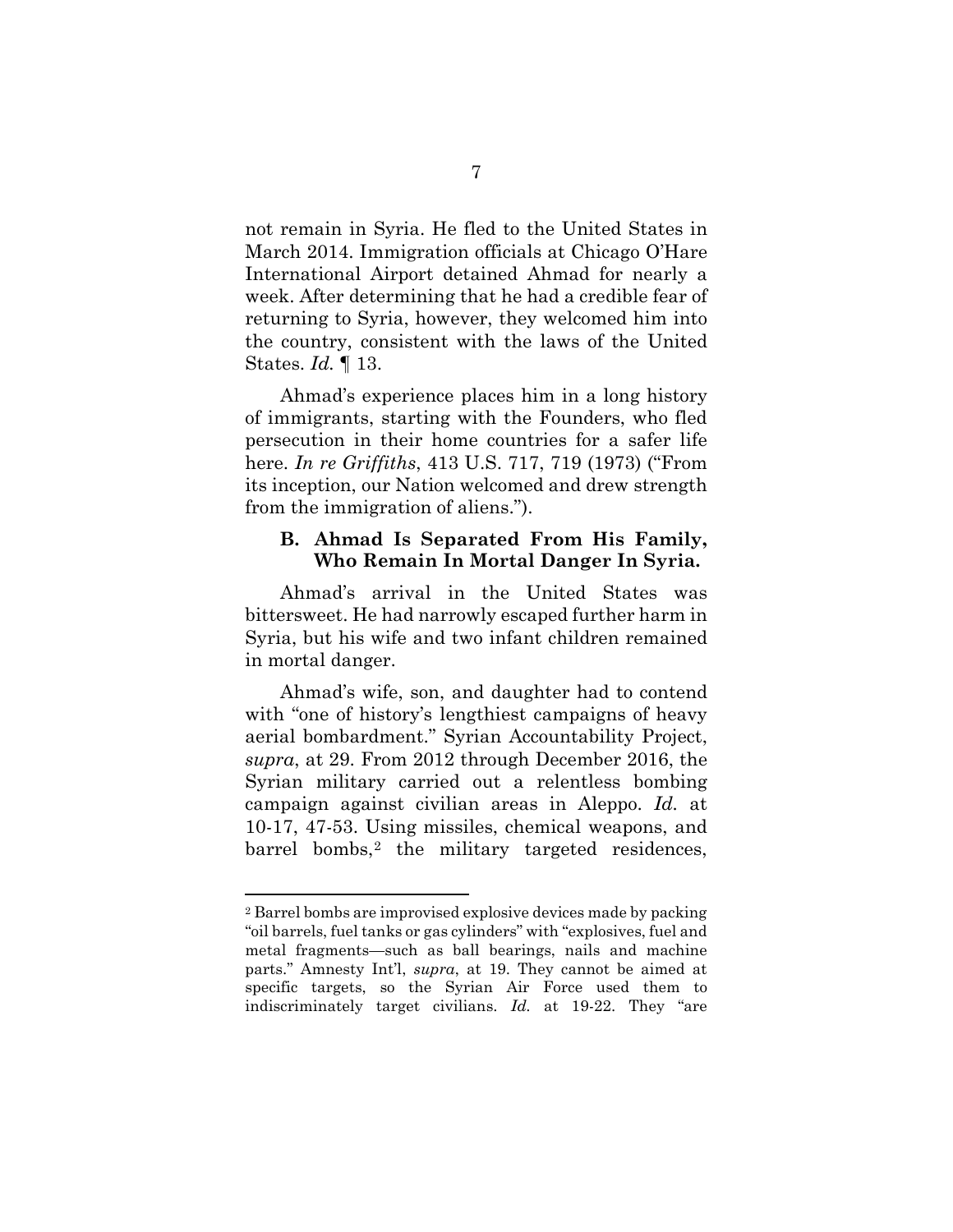not remain in Syria. He fled to the United States in March 2014. Immigration officials at Chicago O'Hare International Airport detained Ahmad for nearly a week. After determining that he had a credible fear of returning to Syria, however, they welcomed him into the country, consistent with the laws of the United States. *Id.* ¶ 13.

Ahmad's experience places him in a long history of immigrants, starting with the Founders, who fled persecution in their home countries for a safer life here. *In re Griffiths*, 413 U.S. 717, 719 (1973) ("From its inception, our Nation welcomed and drew strength from the immigration of aliens.").

### B. Ahmad Is Separated From His Family, Who Remain In Mortal Danger In Syria.

Ahmad's arrival in the United States was bittersweet. He had narrowly escaped further harm in Syria, but his wife and two infant children remained in mortal danger.

Ahmad's wife, son, and daughter had to contend with "one of history's lengthiest campaigns of heavy aerial bombardment." Syrian Accountability Project, *supra*, at 29. From 2012 through December 2016, the Syrian military carried out a relentless bombing campaign against civilian areas in Aleppo. *Id.* at 10-17, 47-53. Using missiles, chemical weapons, and barrel bombs,[2] the military targeted residences,

[2] Barrel bombs are improvised explosive devices made by packing "oil barrels, fuel tanks or gas cylinders" with "explosives, fuel and metal fragments—such as ball bearings, nails and machine parts." Amnesty Int'l, *supra*, at 19. They cannot be aimed at specific targets, so the Syrian Air Force used them to indiscriminately target civilians. *Id.* at 19-22. They "are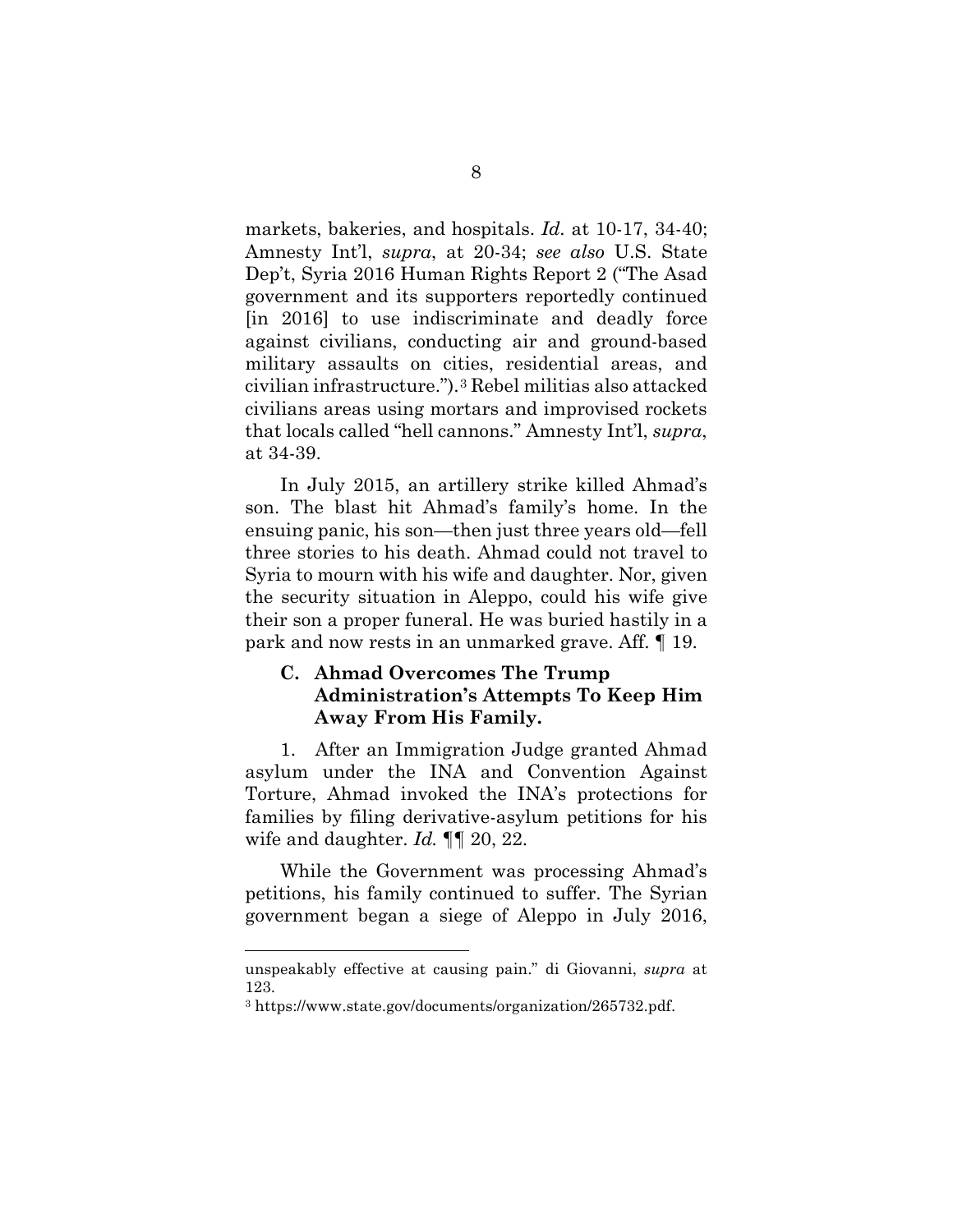markets, bakeries, and hospitals. *Id.* at 10-17, 34-40; Amnesty Int'l, *supra*, at 20-34; *see also* U.S. State Dep't, Syria 2016 Human Rights Report 2 ("The Asad government and its supporters reportedly continued [in 2016] to use indiscriminate and deadly force against civilians, conducting air and ground-based military assaults on cities, residential areas, and civilian infrastructure.").[3] Rebel militias also attacked civilians areas using mortars and improvised rockets that locals called "hell cannons." Amnesty Int'l, *supra*, at 34-39.

In July 2015, an artillery strike killed Ahmad's son. The blast hit Ahmad's family's home. In the ensuing panic, his son—then just three years old—fell three stories to his death. Ahmad could not travel to Syria to mourn with his wife and daughter. Nor, given the security situation in Aleppo, could his wife give their son a proper funeral. He was buried hastily in a park and now rests in an unmarked grave. Aff. ¶ 19.

### C. Ahmad Overcomes The Trump Administration's Attempts To Keep Him Away From His Family.

1. After an Immigration Judge granted Ahmad asylum under the INA and Convention Against Torture, Ahmad invoked the INA's protections for families by filing derivative-asylum petitions for his wife and daughter. *Id.* ¶¶ 20, 22.

While the Government was processing Ahmad's petitions, his family continued to suffer. The Syrian government began a siege of Aleppo in July 2016,

---

unspeakably effective at causing pain." di Giovanni, *supra* at 123.

[3] https://www.state.gov/documents/organization/265732.pdf.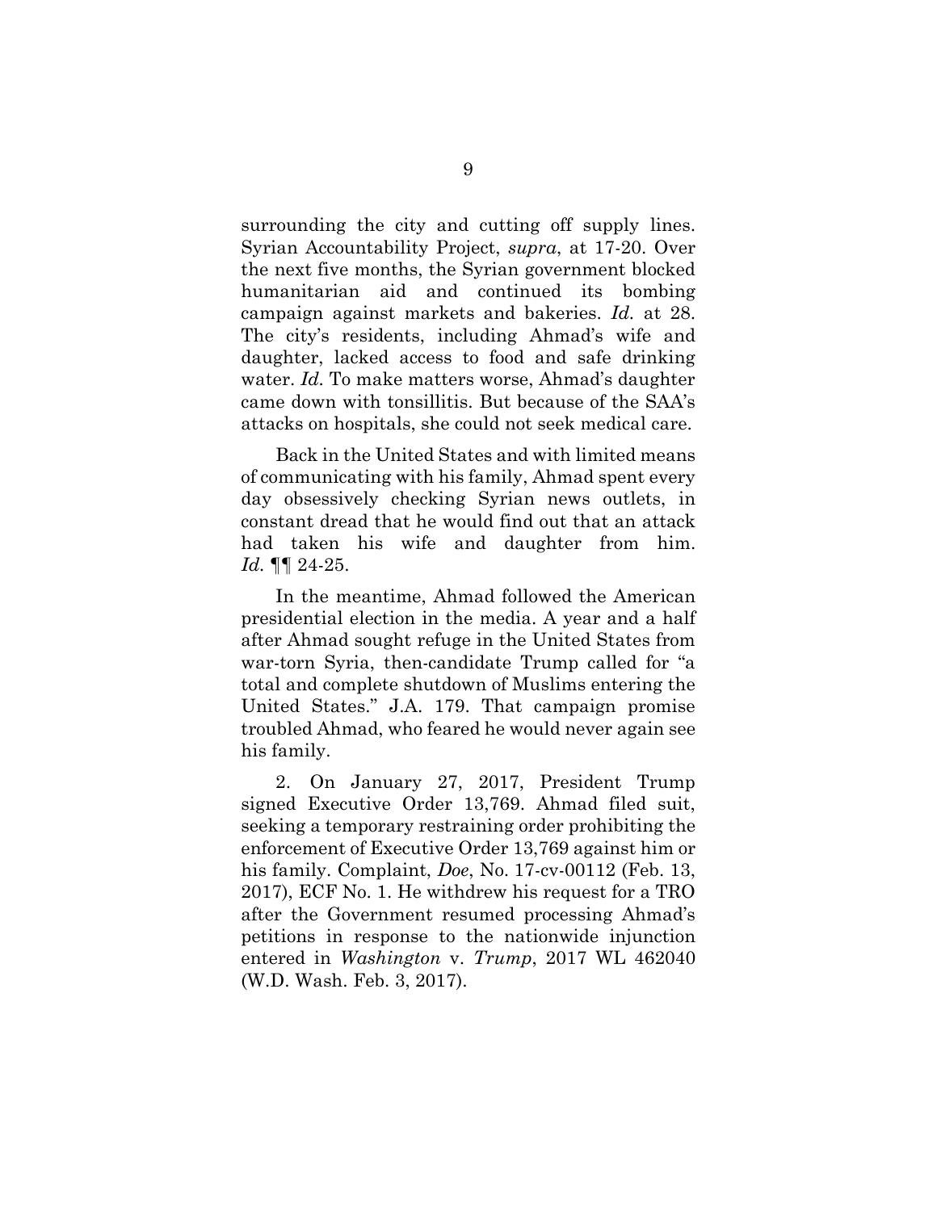surrounding the city and cutting off supply lines. Syrian Accountability Project, *supra*, at 17-20. Over the next five months, the Syrian government blocked humanitarian aid and continued its bombing campaign against markets and bakeries. *Id.* at 28. The city's residents, including Ahmad's wife and daughter, lacked access to food and safe drinking water. *Id.* To make matters worse, Ahmad's daughter came down with tonsillitis. But because of the SAA's attacks on hospitals, she could not seek medical care.

Back in the United States and with limited means of communicating with his family, Ahmad spent every day obsessively checking Syrian news outlets, in constant dread that he would find out that an attack had taken his wife and daughter from him. *Id.* ¶¶ 24-25.

In the meantime, Ahmad followed the American presidential election in the media. A year and a half after Ahmad sought refuge in the United States from war-torn Syria, then-candidate Trump called for "a total and complete shutdown of Muslims entering the United States." J.A. 179. That campaign promise troubled Ahmad, who feared he would never again see his family.

2. On January 27, 2017, President Trump signed Executive Order 13,769. Ahmad filed suit, seeking a temporary restraining order prohibiting the enforcement of Executive Order 13,769 against him or his family. Complaint, *Doe*, No. 17-cv-00112 (Feb. 13, 2017), ECF No. 1. He withdrew his request for a TRO after the Government resumed processing Ahmad's petitions in response to the nationwide injunction entered in *Washington* v. *Trump*, 2017 WL 462040 (W.D. Wash. Feb. 3, 2017).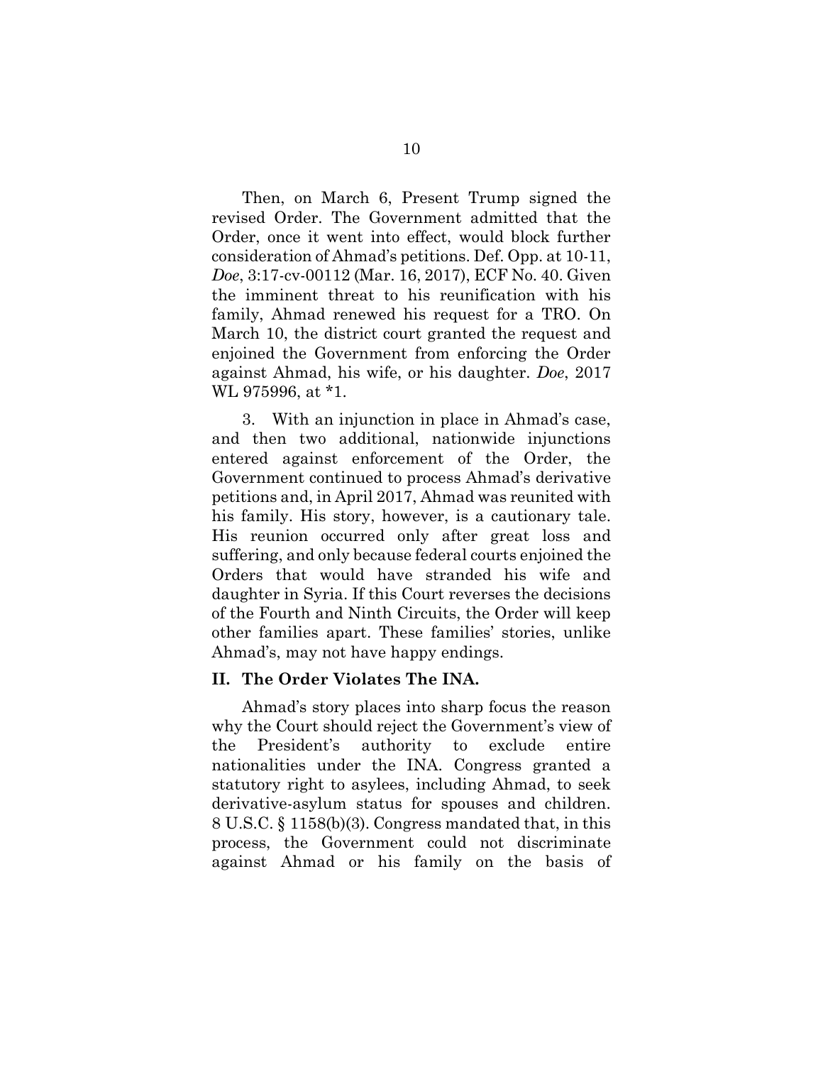Then, on March 6, Present Trump signed the revised Order. The Government admitted that the Order, once it went into effect, would block further consideration of Ahmad's petitions. Def. Opp. at 10-11, *Doe*, 3:17-cv-00112 (Mar. 16, 2017), ECF No. 40. Given the imminent threat to his reunification with his family, Ahmad renewed his request for a TRO. On March 10, the district court granted the request and enjoined the Government from enforcing the Order against Ahmad, his wife, or his daughter. *Doe*, 2017 WL 975996, at *1.

3. With an injunction in place in Ahmad's case, and then two additional, nationwide injunctions entered against enforcement of the Order, the Government continued to process Ahmad's derivative petitions and, in April 2017, Ahmad was reunited with his family. His story, however, is a cautionary tale. His reunion occurred only after great loss and suffering, and only because federal courts enjoined the Orders that would have stranded his wife and daughter in Syria. If this Court reverses the decisions of the Fourth and Ninth Circuits, the Order will keep other families apart. These families' stories, unlike Ahmad's, may not have happy endings.

## II. The Order Violates The INA.

Ahmad's story places into sharp focus the reason why the Court should reject the Government's view of the President's authority to exclude entire nationalities under the INA. Congress granted a statutory right to asylees, including Ahmad, to seek derivative-asylum status for spouses and children. 8 U.S.C. § 1158(b)(3). Congress mandated that, in this process, the Government could not discriminate against Ahmad or his family on the basis of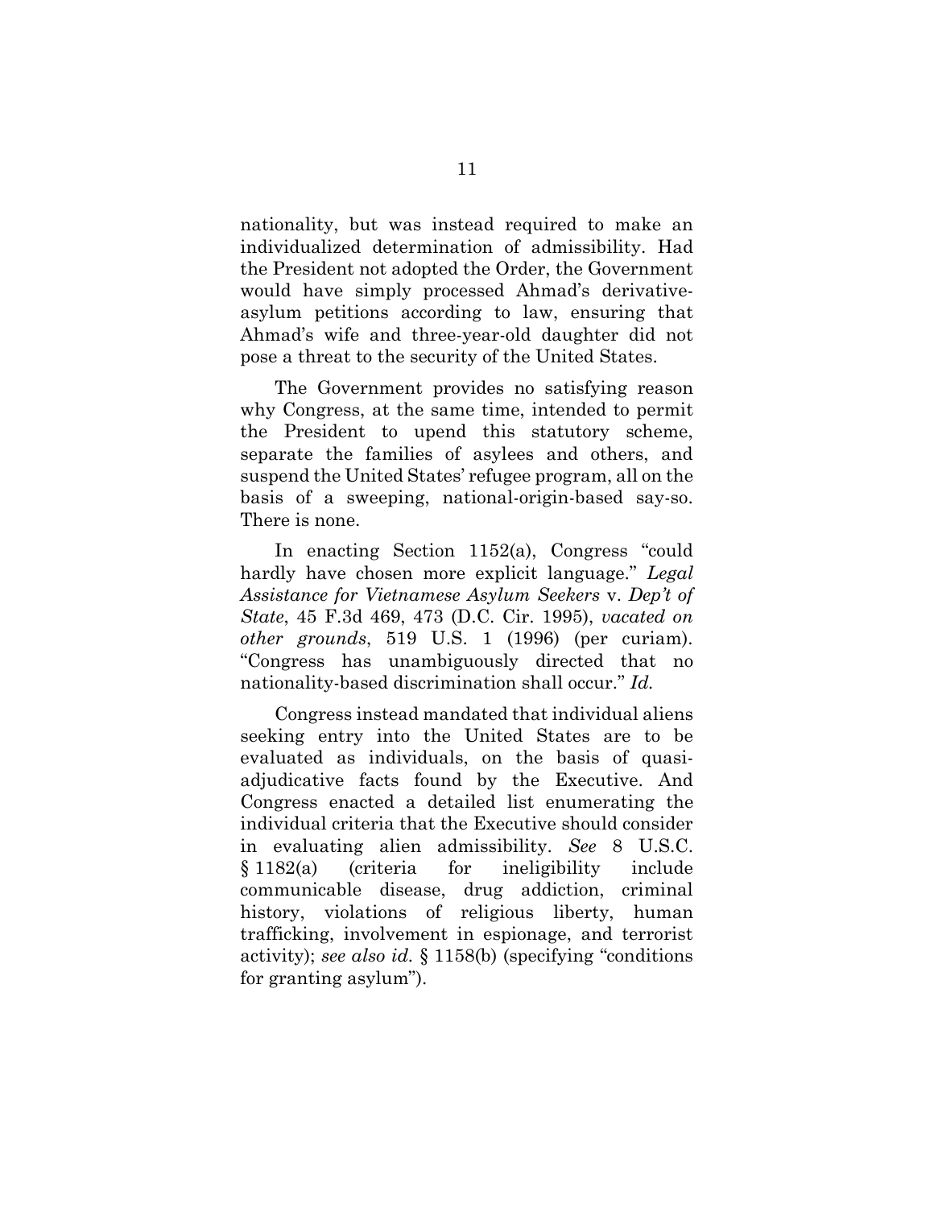nationality, but was instead required to make an individualized determination of admissibility. Had the President not adopted the Order, the Government would have simply processed Ahmad's derivative-asylum petitions according to law, ensuring that Ahmad's wife and three-year-old daughter did not pose a threat to the security of the United States.

The Government provides no satisfying reason why Congress, at the same time, intended to permit the President to upend this statutory scheme, separate the families of asylees and others, and suspend the United States' refugee program, all on the basis of a sweeping, national-origin-based say-so. There is none.

In enacting Section 1152(a), Congress "could hardly have chosen more explicit language." *Legal Assistance for Vietnamese Asylum Seekers* v. *Dep't of State*, 45 F.3d 469, 473 (D.C. Cir. 1995), *vacated on other grounds*, 519 U.S. 1 (1996) (per curiam). "Congress has unambiguously directed that no nationality-based discrimination shall occur." *Id.*

Congress instead mandated that individual aliens seeking entry into the United States are to be evaluated as individuals, on the basis of quasi-adjudicative facts found by the Executive. And Congress enacted a detailed list enumerating the individual criteria that the Executive should consider in evaluating alien admissibility. *See* 8 U.S.C. § 1182(a) (criteria for ineligibility include communicable disease, drug addiction, criminal history, violations of religious liberty, human trafficking, involvement in espionage, and terrorist activity); *see also id.* § 1158(b) (specifying "conditions for granting asylum").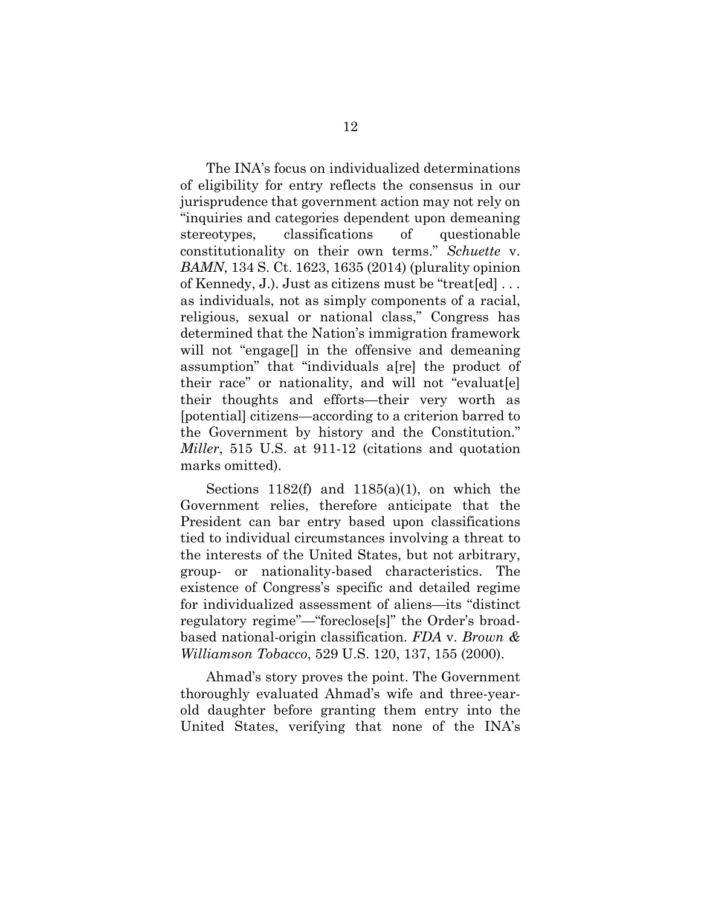The INA's focus on individualized determinations of eligibility for entry reflects the consensus in our jurisprudence that government action may not rely on "inquiries and categories dependent upon demeaning stereotypes, classifications of questionable constitutionality on their own terms." *Schuette* v. *BAMN*, 134 S. Ct. 1623, 1635 (2014) (plurality opinion of Kennedy, J.). Just as citizens must be "treat[ed] . . . as individuals, not as simply components of a racial, religious, sexual or national class," Congress has determined that the Nation's immigration framework will not "engage[] in the offensive and demeaning assumption" that "individuals a[re] the product of their race" or nationality, and will not "evaluat[e] their thoughts and efforts—their very worth as [potential] citizens—according to a criterion barred to the Government by history and the Constitution." *Miller*, 515 U.S. at 911-12 (citations and quotation marks omitted).

Sections 1182(f) and 1185(a)(1), on which the Government relies, therefore anticipate that the President can bar entry based upon classifications tied to individual circumstances involving a threat to the interests of the United States, but not arbitrary, group- or nationality-based characteristics. The existence of Congress's specific and detailed regime for individualized assessment of aliens—its "distinct regulatory regime"—"foreclose[s]" the Order's broad-based national-origin classification. *FDA* v. *Brown & Williamson Tobacco*, 529 U.S. 120, 137, 155 (2000).

Ahmad's story proves the point. The Government thoroughly evaluated Ahmad's wife and three-year-old daughter before granting them entry into the United States, verifying that none of the INA's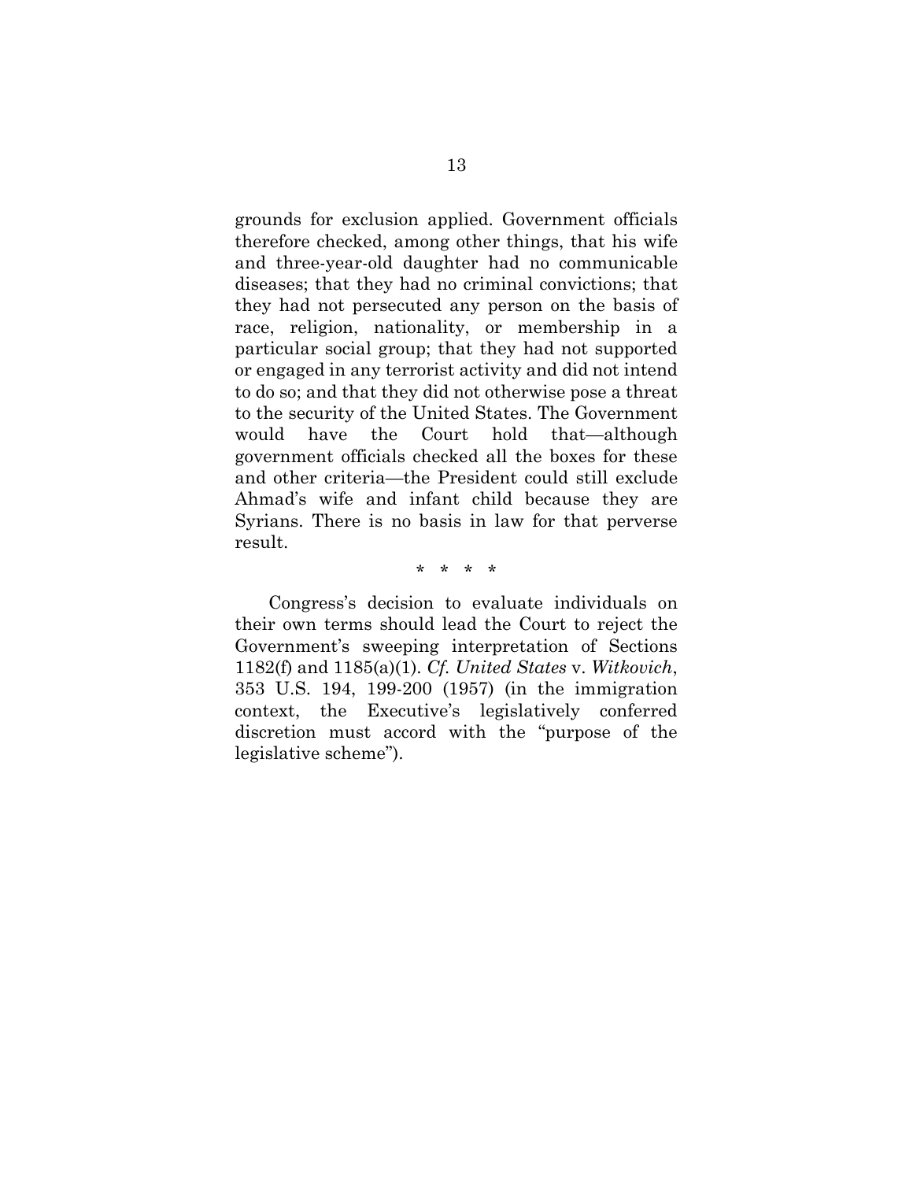grounds for exclusion applied. Government officials therefore checked, among other things, that his wife and three-year-old daughter had no communicable diseases; that they had no criminal convictions; that they had not persecuted any person on the basis of race, religion, nationality, or membership in a particular social group; that they had not supported or engaged in any terrorist activity and did not intend to do so; and that they did not otherwise pose a threat to the security of the United States. The Government would have the Court hold that—although government officials checked all the boxes for these and other criteria—the President could still exclude Ahmad's wife and infant child because they are Syrians. There is no basis in law for that perverse result.

\* \* \* \*

Congress's decision to evaluate individuals on their own terms should lead the Court to reject the Government's sweeping interpretation of Sections 1182(f) and 1185(a)(1). *Cf. United States* v. *Witkovich*, 353 U.S. 194, 199-200 (1957) (in the immigration context, the Executive's legislatively conferred discretion must accord with the "purpose of the legislative scheme").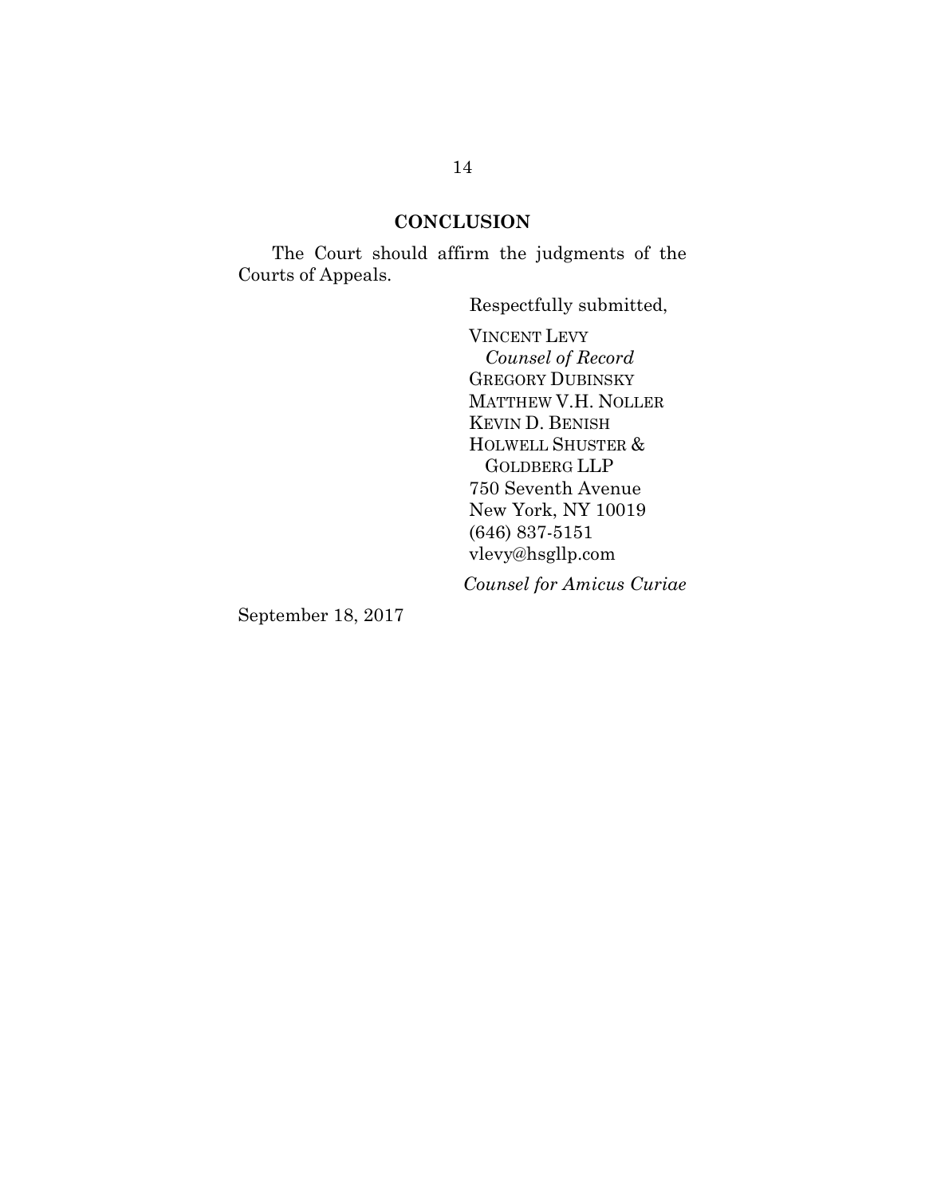## CONCLUSION

The Court should affirm the judgments of the Courts of Appeals.

Respectfully submitted,

VINCENT LEVY  
*Counsel of Record*  
GREGORY DUBINSKY  
MATTHEW V.H. NOLLER  
KEVIN D. BENISH  
HOLWELL SHUSTER &  
GOLDBERG LLP  
750 Seventh Avenue  
New York, NY 10019  
(646) 837-5151  
vlevy@hsgllp.com

*Counsel for Amicus Curiae*

September 18, 2017